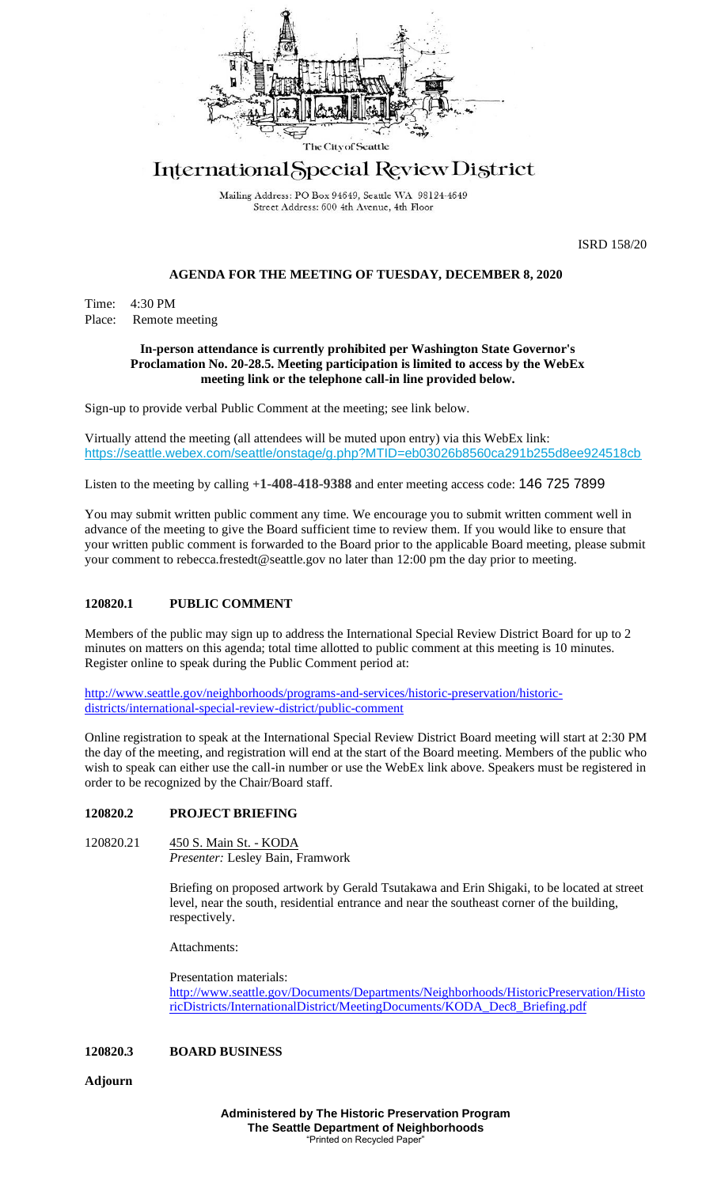The City of Seattle

# International Special Review District

Mailing Address: PO Box 94649, Seattle WA 98124-4649
Street Address: 600 4th Avenue, 4th Floor

ISRD 158/20

## AGENDA FOR THE MEETING OF TUESDAY, DECEMBER 8, 2020

Time: 4:30 PM
Place: Remote meeting

**In-person attendance is currently prohibited per Washington State Governor's Proclamation No. 20-28.5. Meeting participation is limited to access by the WebEx meeting link or the telephone call-in line provided below.**

Sign-up to provide verbal Public Comment at the meeting; see link below.

Virtually attend the meeting (all attendees will be muted upon entry) via this WebEx link:
https://seattle.webex.com/seattle/onstage/g.php?MTID=eb03026b8560ca291b255d8ee924518cb

Listen to the meeting by calling **+1-408-418-9388** and enter meeting access code: 146 725 7899

You may submit written public comment any time. We encourage you to submit written comment well in advance of the meeting to give the Board sufficient time to review them. If you would like to ensure that your written public comment is forwarded to the Board prior to the applicable Board meeting, please submit your comment to rebecca.frestedt@seattle.gov no later than 12:00 pm the day prior to meeting.

### 120820.1 PUBLIC COMMENT

Members of the public may sign up to address the International Special Review District Board for up to 2 minutes on matters on this agenda; total time allotted to public comment at this meeting is 10 minutes. Register online to speak during the Public Comment period at:

http://www.seattle.gov/neighborhoods/programs-and-services/historic-preservation/historic-districts/international-special-review-district/public-comment

Online registration to speak at the International Special Review District Board meeting will start at 2:30 PM the day of the meeting, and registration will end at the start of the Board meeting. Members of the public who wish to speak can either use the call-in number or use the WebEx link above. Speakers must be registered in order to be recognized by the Chair/Board staff.

### 120820.2 PROJECT BRIEFING

120820.21 450 S. Main St. - KODA
*Presenter:* Lesley Bain, Framwork

Briefing on proposed artwork by Gerald Tsutakawa and Erin Shigaki, to be located at street level, near the south, residential entrance and near the southeast corner of the building, respectively.

Attachments:

Presentation materials:
http://www.seattle.gov/Documents/Departments/Neighborhoods/HistoricPreservation/HistoricDistricts/InternationalDistrict/MeetingDocuments/KODA_Dec8_Briefing.pdf

### 120820.3 BOARD BUSINESS

**Adjourn**

**Administered by The Historic Preservation Program**
**The Seattle Department of Neighborhoods**
"Printed on Recycled Paper"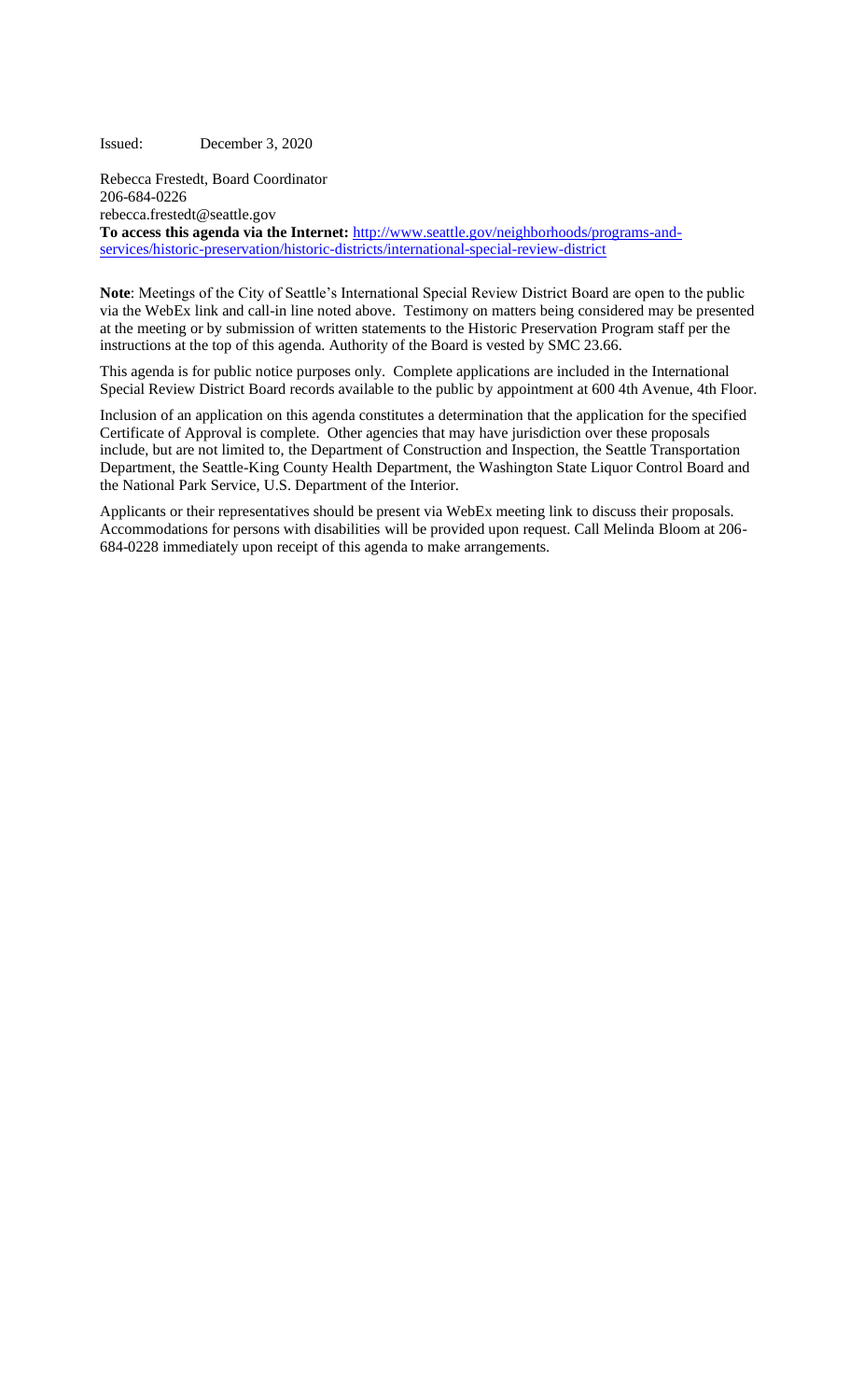Issued: December 3, 2020

Rebecca Frestedt, Board Coordinator
206-684-0226
rebecca.frestedt@seattle.gov
**To access this agenda via the Internet:** http://www.seattle.gov/neighborhoods/programs-and-services/historic-preservation/historic-districts/international-special-review-district

**Note**: Meetings of the City of Seattle's International Special Review District Board are open to the public via the WebEx link and call-in line noted above. Testimony on matters being considered may be presented at the meeting or by submission of written statements to the Historic Preservation Program staff per the instructions at the top of this agenda. Authority of the Board is vested by SMC 23.66.

This agenda is for public notice purposes only. Complete applications are included in the International Special Review District Board records available to the public by appointment at 600 4th Avenue, 4th Floor.

Inclusion of an application on this agenda constitutes a determination that the application for the specified Certificate of Approval is complete. Other agencies that may have jurisdiction over these proposals include, but are not limited to, the Department of Construction and Inspection, the Seattle Transportation Department, the Seattle-King County Health Department, the Washington State Liquor Control Board and the National Park Service, U.S. Department of the Interior.

Applicants or their representatives should be present via WebEx meeting link to discuss their proposals. Accommodations for persons with disabilities will be provided upon request. Call Melinda Bloom at 206-684-0228 immediately upon receipt of this agenda to make arrangements.